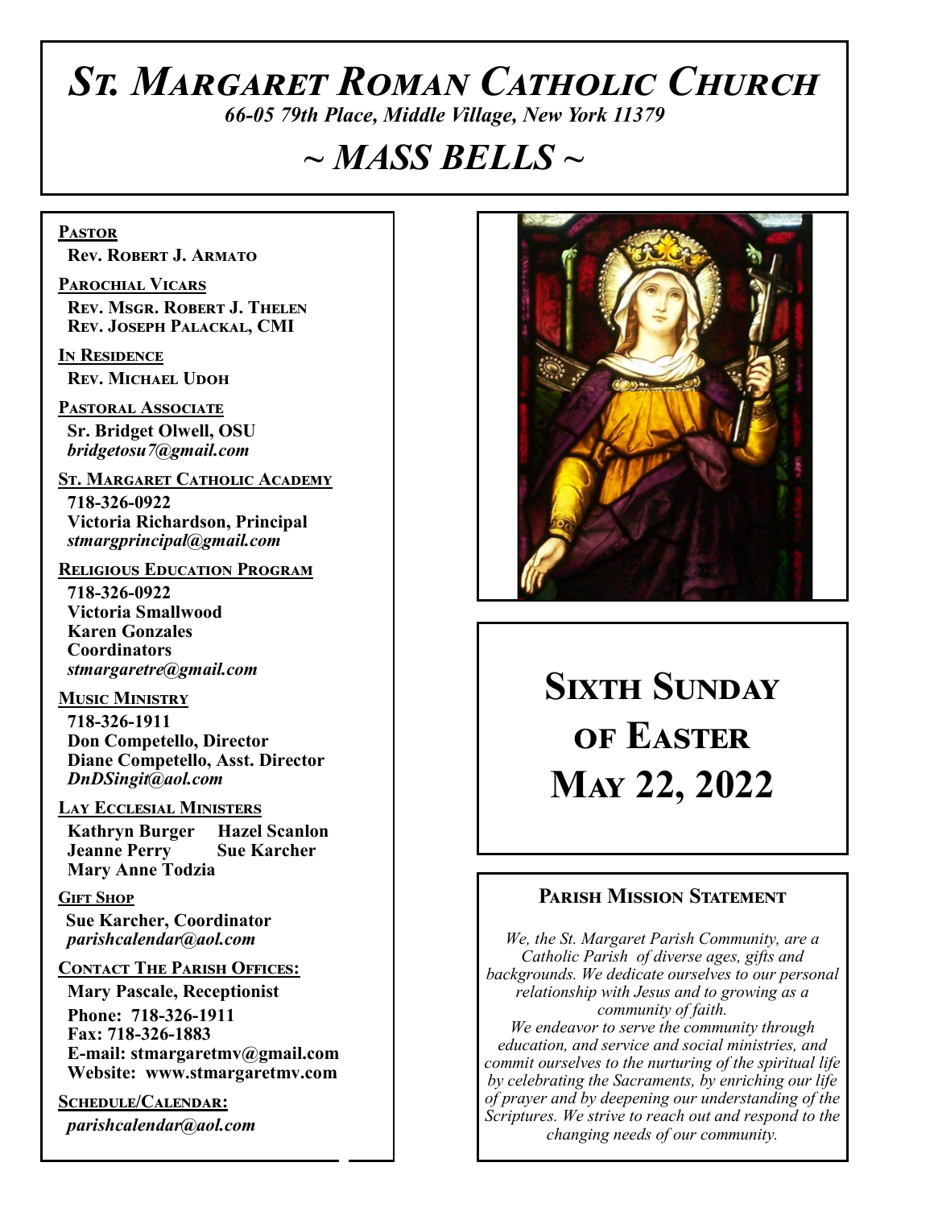# *St. Margaret Roman Catholic Church*

*66-05 79th Place, Middle Village, New York 11379*

## *~ MASS BELLS ~*

**PASTOR**
**Rev. Robert J. Armato**

**PAROCHIAL VICARS**
**Rev. Msgr. Robert J. Thelen**
**Rev. Joseph Palackal, CMI**

**IN RESIDENCE**
**Rev. Michael Udoh**

**PASTORAL ASSOCIATE**
**Sr. Bridget Olwell, OSU**
***bridgetosu7@gmail.com***

**ST. MARGARET CATHOLIC ACADEMY**
**718-326-0922**
**Victoria Richardson, Principal**
***stmargprincipal@gmail.com***

**RELIGIOUS EDUCATION PROGRAM**
**718-326-0922**
**Victoria Smallwood**
**Karen Gonzales**
**Coordinators**
***stmargaretre@gmail.com***

**MUSIC MINISTRY**
**718-326-1911**
**Don Competello, Director**
**Diane Competello, Asst. Director**
***DnDSingit@aol.com***

**LAY ECCLESIAL MINISTERS**
**Kathryn Burger** **Hazel Scanlon**
**Jeanne Perry** **Sue Karcher**
**Mary Anne Todzia**

**GIFT SHOP**
**Sue Karcher, Coordinator**
***parishcalendar@aol.com***

**CONTACT THE PARISH OFFICES:**
**Mary Pascale, Receptionist**
**Phone: 718-326-1911**
**Fax: 718-326-1883**
**E-mail: stmargaretmv@gmail.com**
**Website: www.stmargaretmv.com**

**SCHEDULE/CALENDAR:**
***parishcalendar@aol.com***

# Sixth Sunday of Easter
# May 22, 2022

### Parish Mission Statement

*We, the St. Margaret Parish Community, are a Catholic Parish of diverse ages, gifts and backgrounds. We dedicate ourselves to our personal relationship with Jesus and to growing as a community of faith.*
*We endeavor to serve the community through education, and service and social ministries, and commit ourselves to the nurturing of the spiritual life by celebrating the Sacraments, by enriching our life of prayer and by deepening our understanding of the Scriptures. We strive to reach out and respond to the changing needs of our community.*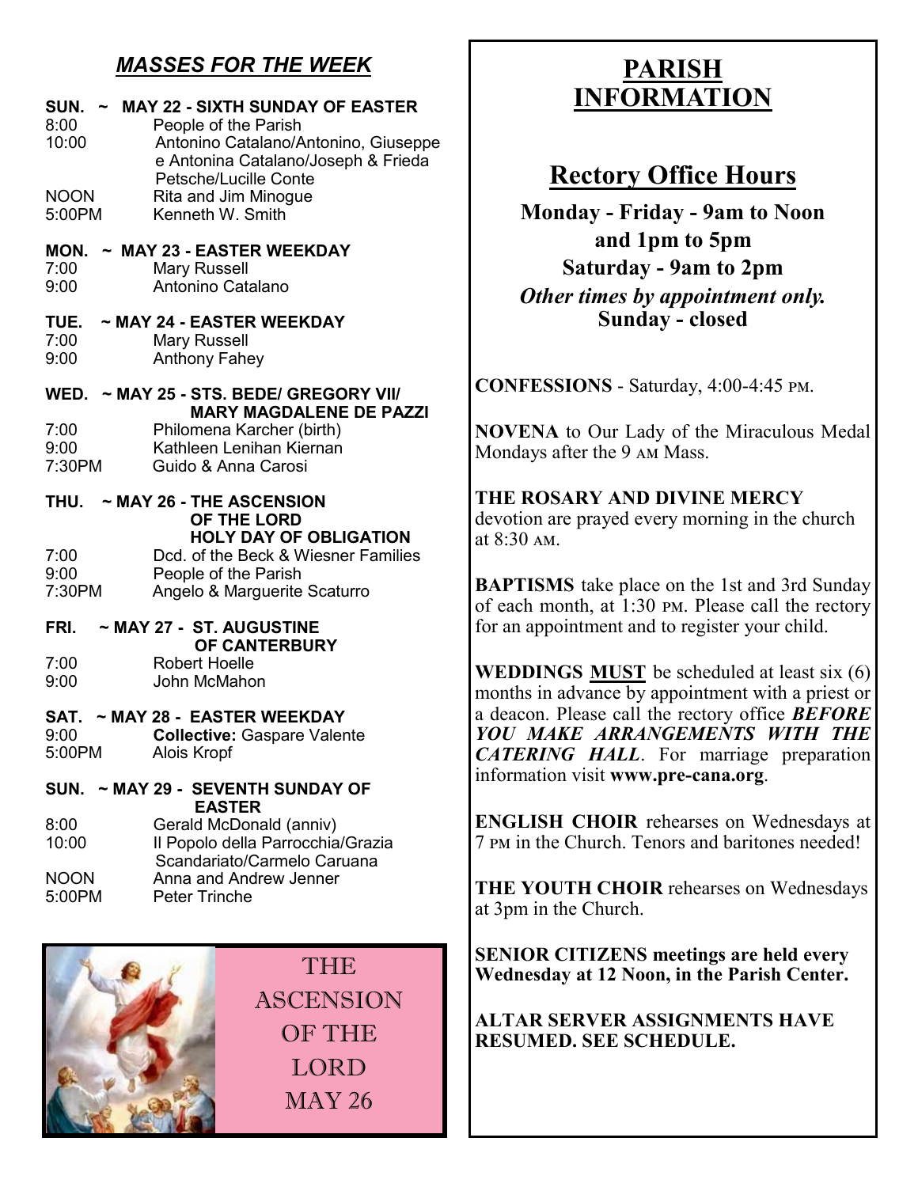## *MASSES FOR THE WEEK*

**SUN. ~ MAY 22 - SIXTH SUNDAY OF EASTER**

8:00 People of the Parish
10:00 Antonino Catalano/Antonino, Giuseppe e Antonina Catalano/Joseph & Frieda Petsche/Lucille Conte
NOON Rita and Jim Minogue
5:00PM Kenneth W. Smith

**MON. ~ MAY 23 - EASTER WEEKDAY**

7:00 Mary Russell
9:00 Antonino Catalano

**TUE. ~ MAY 24 - EASTER WEEKDAY**

7:00 Mary Russell
9:00 Anthony Fahey

**WED. ~ MAY 25 - STS. BEDE/ GREGORY VII/ MARY MAGDALENE DE PAZZI**

7:00 Philomena Karcher (birth)
9:00 Kathleen Lenihan Kiernan
7:30PM Guido & Anna Carosi

**THU. ~ MAY 26 - THE ASCENSION OF THE LORD HOLY DAY OF OBLIGATION**

7:00 Dcd. of the Beck & Wiesner Families
9:00 People of the Parish
7:30PM Angelo & Marguerite Scaturro

**FRI. ~ MAY 27 - ST. AUGUSTINE OF CANTERBURY**

7:00 Robert Hoelle
9:00 John McMahon

**SAT. ~ MAY 28 - EASTER WEEKDAY**

9:00 **Collective:** Gaspare Valente
5:00PM Alois Kropf

**SUN. ~ MAY 29 - SEVENTH SUNDAY OF EASTER**

8:00 Gerald McDonald (anniv)
10:00 Il Popolo della Parrocchia/Grazia Scandariato/Carmelo Caruana
NOON Anna and Andrew Jenner
5:00PM Peter Trinche

THE ASCENSION OF THE LORD MAY 26

# PARISH INFORMATION

## Rectory Office Hours

**Monday - Friday - 9am to Noon and 1pm to 5pm**
**Saturday - 9am to 2pm**
***Other times by appointment only.***
**Sunday - closed**

**CONFESSIONS** - Saturday, 4:00-4:45 PM.

**NOVENA** to Our Lady of the Miraculous Medal Mondays after the 9 AM Mass.

**THE ROSARY AND DIVINE MERCY** devotion are prayed every morning in the church at 8:30 AM.

**BAPTISMS** take place on the 1st and 3rd Sunday of each month, at 1:30 PM. Please call the rectory for an appointment and to register your child.

**WEDDINGS MUST** be scheduled at least six (6) months in advance by appointment with a priest or a deacon. Please call the rectory office ***BEFORE YOU MAKE ARRANGEMENTS WITH THE CATERING HALL***. For marriage preparation information visit **www.pre-cana.org**.

**ENGLISH CHOIR** rehearses on Wednesdays at 7 PM in the Church. Tenors and baritones needed!

**THE YOUTH CHOIR** rehearses on Wednesdays at 3pm in the Church.

**SENIOR CITIZENS meetings are held every Wednesday at 12 Noon, in the Parish Center.**

**ALTAR SERVER ASSIGNMENTS HAVE RESUMED. SEE SCHEDULE.**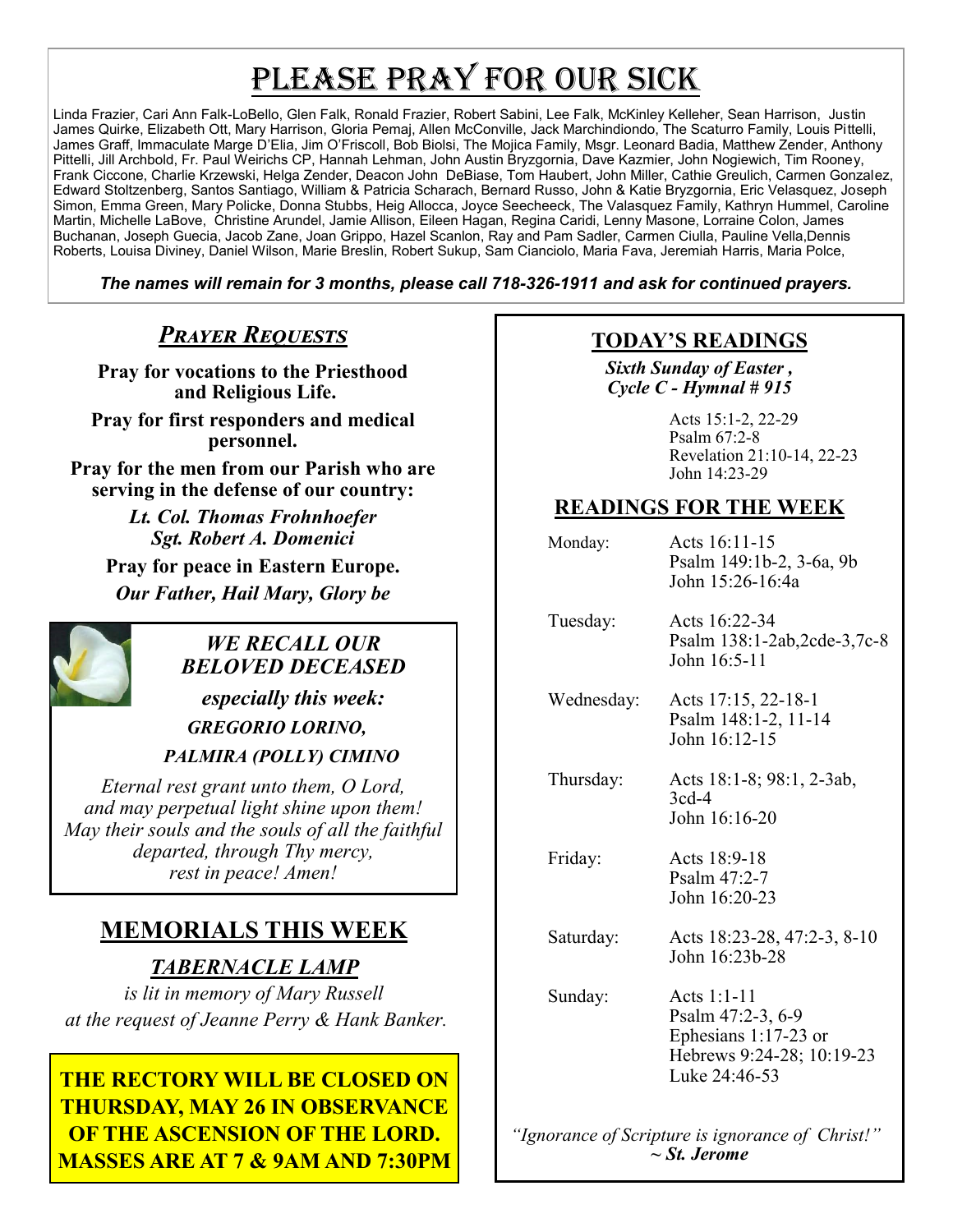# PLEASE PRAY FOR OUR SICK

Linda Frazier, Cari Ann Falk-LoBello, Glen Falk, Ronald Frazier, Robert Sabini, Lee Falk, McKinley Kelleher, Sean Harrison, Justin James Quirke, Elizabeth Ott, Mary Harrison, Gloria Pemaj, Allen McConville, Jack Marchindiondo, The Scaturro Family, Louis Pittelli, James Graff, Immaculate Marge D'Elia, Jim O'Friscoll, Bob Biolsi, The Mojica Family, Msgr. Leonard Badia, Matthew Zender, Anthony Pittelli, Jill Archbold, Fr. Paul Weirichs CP, Hannah Lehman, John Austin Bryzgornia, Dave Kazmier, John Nogiewich, Tim Rooney, Frank Ciccone, Charlie Krzewski, Helga Zender, Deacon John DeBiase, Tom Haubert, John Miller, Cathie Greulich, Carmen Gonzalez, Edward Stoltzenberg, Santos Santiago, William & Patricia Scharach, Bernard Russo, John & Katie Bryzgornia, Eric Velasquez, Joseph Simon, Emma Green, Mary Policke, Donna Stubbs, Heig Allocca, Joyce Seecheeck, The Valasquez Family, Kathryn Hummel, Caroline Martin, Michelle LaBove, Christine Arundel, Jamie Allison, Eileen Hagan, Regina Caridi, Lenny Masone, Lorraine Colon, James Buchanan, Joseph Guecia, Jacob Zane, Joan Grippo, Hazel Scanlon, Ray and Pam Sadler, Carmen Ciulla, Pauline Vella,Dennis Roberts, Louisa Diviney, Daniel Wilson, Marie Breslin, Robert Sukup, Sam Cianciolo, Maria Fava, Jeremiah Harris, Maria Polce,

***The names will remain for 3 months, please call 718-326-1911 and ask for continued prayers.***

## *PRAYER REQUESTS*

**Pray for vocations to the Priesthood and Religious Life.**

**Pray for first responders and medical personnel.**

**Pray for the men from our Parish who are serving in the defense of our country:**

***Lt. Col. Thomas Frohnhoefer***
***Sgt. Robert A. Domenici***

**Pray for peace in Eastern Europe.**

***Our Father, Hail Mary, Glory be***

## *WE RECALL OUR BELOVED DECEASED*

***especially this week:***

***GREGORIO LORINO,***

***PALMIRA (POLLY) CIMINO***

*Eternal rest grant unto them, O Lord, and may perpetual light shine upon them! May their souls and the souls of all the faithful departed, through Thy mercy, rest in peace! Amen!*

## MEMORIALS THIS WEEK

### *TABERNACLE LAMP*

*is lit in memory of Mary Russell at the request of Jeanne Perry & Hank Banker.*

**THE RECTORY WILL BE CLOSED ON THURSDAY, MAY 26 IN OBSERVANCE OF THE ASCENSION OF THE LORD. MASSES ARE AT 7 & 9AM AND 7:30PM**

## TODAY'S READINGS

***Sixth Sunday of Easter , Cycle C - Hymnal # 915***

Acts 15:1-2, 22-29
Psalm 67:2-8
Revelation 21:10-14, 22-23
John 14:23-29

## READINGS FOR THE WEEK

| | |
|---|---|
| Monday: | Acts 16:11-15<br>Psalm 149:1b-2, 3-6a, 9b<br>John 15:26-16:4a |
| Tuesday: | Acts 16:22-34<br>Psalm 138:1-2ab,2cde-3,7c-8<br>John 16:5-11 |
| Wednesday: | Acts 17:15, 22-18-1<br>Psalm 148:1-2, 11-14<br>John 16:12-15 |
| Thursday: | Acts 18:1-8; 98:1, 2-3ab, 3cd-4<br>John 16:16-20 |
| Friday: | Acts 18:9-18<br>Psalm 47:2-7<br>John 16:20-23 |
| Saturday: | Acts 18:23-28, 47:2-3, 8-10<br>John 16:23b-28 |
| Sunday: | Acts 1:1-11<br>Psalm 47:2-3, 6-9<br>Ephesians 1:17-23 or<br>Hebrews 9:24-28; 10:19-23<br>Luke 24:46-53 |

*"Ignorance of Scripture is ignorance of Christ!"*
***~ St. Jerome***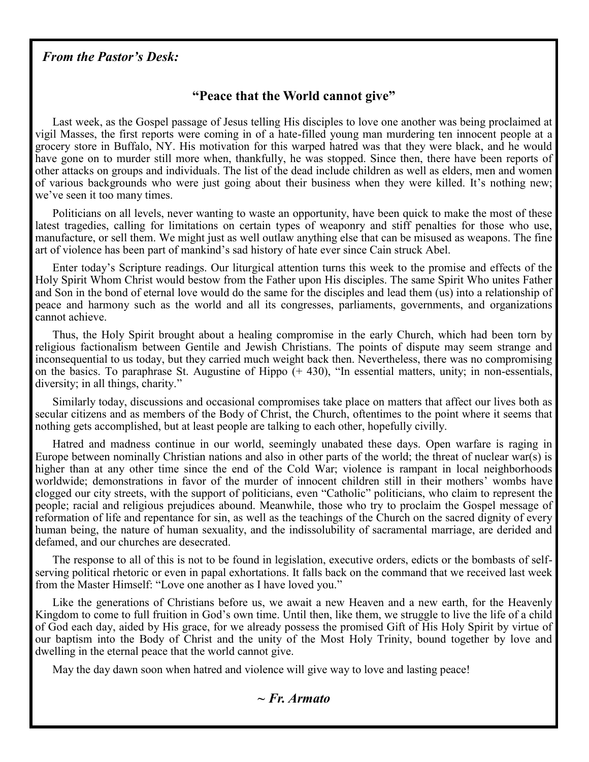*From the Pastor's Desk:*

## "Peace that the World cannot give"

Last week, as the Gospel passage of Jesus telling His disciples to love one another was being proclaimed at vigil Masses, the first reports were coming in of a hate-filled young man murdering ten innocent people at a grocery store in Buffalo, NY. His motivation for this warped hatred was that they were black, and he would have gone on to murder still more when, thankfully, he was stopped. Since then, there have been reports of other attacks on groups and individuals. The list of the dead include children as well as elders, men and women of various backgrounds who were just going about their business when they were killed. It's nothing new; we've seen it too many times.

Politicians on all levels, never wanting to waste an opportunity, have been quick to make the most of these latest tragedies, calling for limitations on certain types of weaponry and stiff penalties for those who use, manufacture, or sell them. We might just as well outlaw anything else that can be misused as weapons. The fine art of violence has been part of mankind's sad history of hate ever since Cain struck Abel.

Enter today's Scripture readings. Our liturgical attention turns this week to the promise and effects of the Holy Spirit Whom Christ would bestow from the Father upon His disciples. The same Spirit Who unites Father and Son in the bond of eternal love would do the same for the disciples and lead them (us) into a relationship of peace and harmony such as the world and all its congresses, parliaments, governments, and organizations cannot achieve.

Thus, the Holy Spirit brought about a healing compromise in the early Church, which had been torn by religious factionalism between Gentile and Jewish Christians. The points of dispute may seem strange and inconsequential to us today, but they carried much weight back then. Nevertheless, there was no compromising on the basics. To paraphrase St. Augustine of Hippo (+ 430), "In essential matters, unity; in non-essentials, diversity; in all things, charity."

Similarly today, discussions and occasional compromises take place on matters that affect our lives both as secular citizens and as members of the Body of Christ, the Church, oftentimes to the point where it seems that nothing gets accomplished, but at least people are talking to each other, hopefully civilly.

Hatred and madness continue in our world, seemingly unabated these days. Open warfare is raging in Europe between nominally Christian nations and also in other parts of the world; the threat of nuclear war(s) is higher than at any other time since the end of the Cold War; violence is rampant in local neighborhoods worldwide; demonstrations in favor of the murder of innocent children still in their mothers' wombs have clogged our city streets, with the support of politicians, even "Catholic" politicians, who claim to represent the people; racial and religious prejudices abound. Meanwhile, those who try to proclaim the Gospel message of reformation of life and repentance for sin, as well as the teachings of the Church on the sacred dignity of every human being, the nature of human sexuality, and the indissolubility of sacramental marriage, are derided and defamed, and our churches are desecrated.

The response to all of this is not to be found in legislation, executive orders, edicts or the bombasts of self-serving political rhetoric or even in papal exhortations. It falls back on the command that we received last week from the Master Himself: "Love one another as I have loved you."

Like the generations of Christians before us, we await a new Heaven and a new earth, for the Heavenly Kingdom to come to full fruition in God's own time. Until then, like them, we struggle to live the life of a child of God each day, aided by His grace, for we already possess the promised Gift of His Holy Spirit by virtue of our baptism into the Body of Christ and the unity of the Most Holy Trinity, bound together by love and dwelling in the eternal peace that the world cannot give.

May the day dawn soon when hatred and violence will give way to love and lasting peace!

***~ Fr. Armato***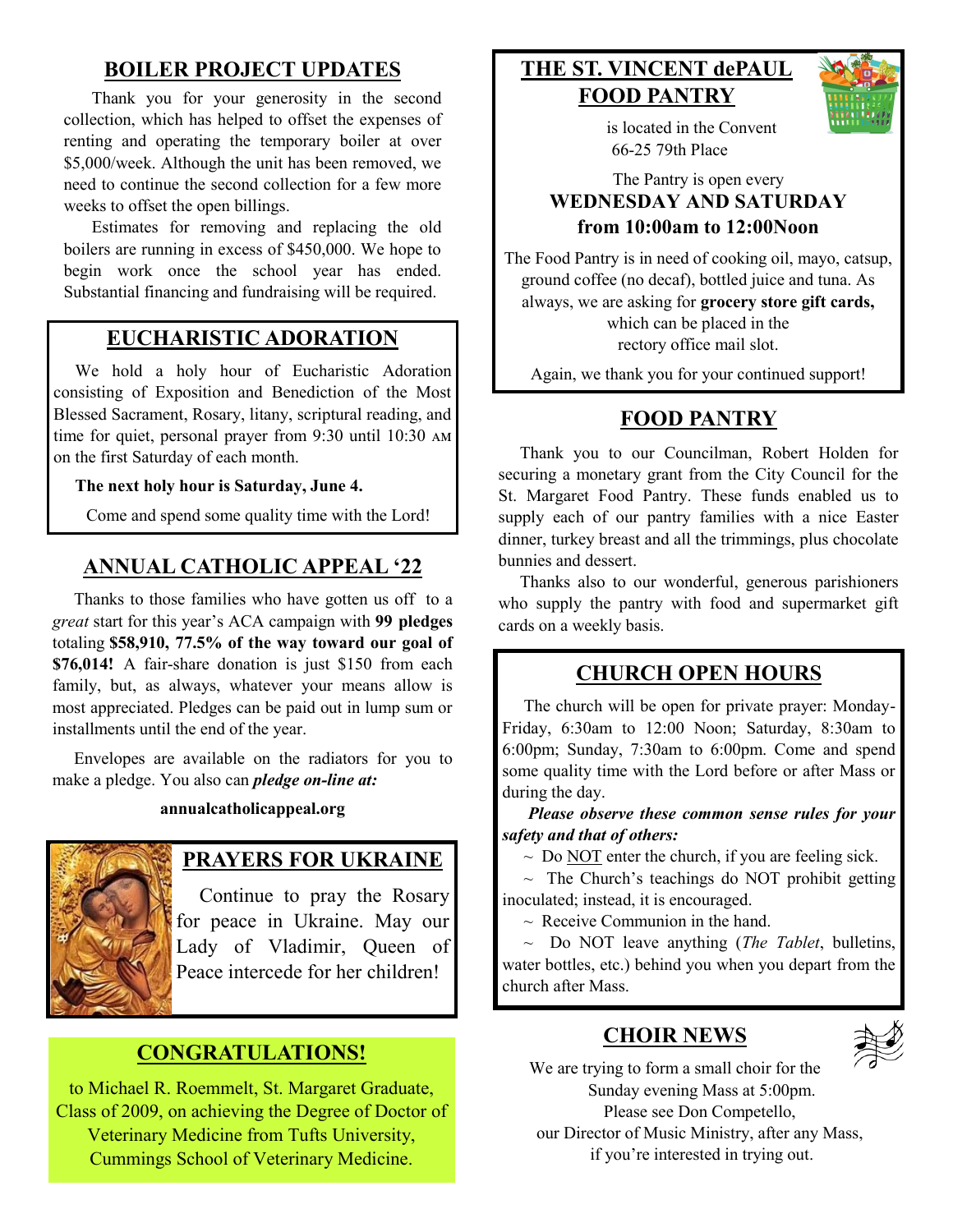## BOILER PROJECT UPDATES

Thank you for your generosity in the second collection, which has helped to offset the expenses of renting and operating the temporary boiler at over $5,000/week. Although the unit has been removed, we need to continue the second collection for a few more weeks to offset the open billings.

Estimates for removing and replacing the old boilers are running in excess of $450,000. We hope to begin work once the school year has ended. Substantial financing and fundraising will be required.

## EUCHARISTIC ADORATION

We hold a holy hour of Eucharistic Adoration consisting of Exposition and Benediction of the Most Blessed Sacrament, Rosary, litany, scriptural reading, and time for quiet, personal prayer from 9:30 until 10:30 AM on the first Saturday of each month.

**The next holy hour is Saturday, June 4.**

Come and spend some quality time with the Lord!

## ANNUAL CATHOLIC APPEAL '22

Thanks to those families who have gotten us off to a *great* start for this year's ACA campaign with **99 pledges** totaling **$58,910, 77.5% of the way toward our goal of $76,014!** A fair-share donation is just $150 from each family, but, as always, whatever your means allow is most appreciated. Pledges can be paid out in lump sum or installments until the end of the year.

Envelopes are available on the radiators for you to make a pledge. You also can ***pledge on-line at:***

**annualcatholicappeal.org**

## PRAYERS FOR UKRAINE

Continue to pray the Rosary for peace in Ukraine. May our Lady of Vladimir, Queen of Peace intercede for her children!

## CONGRATULATIONS!

to Michael R. Roemmelt, St. Margaret Graduate, Class of 2009, on achieving the Degree of Doctor of Veterinary Medicine from Tufts University, Cummings School of Veterinary Medicine.

## THE ST. VINCENT dePAUL FOOD PANTRY

is located in the Convent
66-25 79th Place

The Pantry is open every
**WEDNESDAY AND SATURDAY**
**from 10:00am to 12:00Noon**

The Food Pantry is in need of cooking oil, mayo, catsup, ground coffee (no decaf), bottled juice and tuna. As always, we are asking for **grocery store gift cards,** which can be placed in the rectory office mail slot.

Again, we thank you for your continued support!

## FOOD PANTRY

Thank you to our Councilman, Robert Holden for securing a monetary grant from the City Council for the St. Margaret Food Pantry. These funds enabled us to supply each of our pantry families with a nice Easter dinner, turkey breast and all the trimmings, plus chocolate bunnies and dessert.

Thanks also to our wonderful, generous parishioners who supply the pantry with food and supermarket gift cards on a weekly basis.

## CHURCH OPEN HOURS

The church will be open for private prayer: Monday-Friday, 6:30am to 12:00 Noon; Saturday, 8:30am to 6:00pm; Sunday, 7:30am to 6:00pm. Come and spend some quality time with the Lord before or after Mass or during the day.

***Please observe these common sense rules for your safety and that of others:***

~ Do NOT enter the church, if you are feeling sick.

~ The Church's teachings do NOT prohibit getting inoculated; instead, it is encouraged.

~ Receive Communion in the hand.

~ Do NOT leave anything (*The Tablet*, bulletins, water bottles, etc.) behind you when you depart from the church after Mass.

## CHOIR NEWS

We are trying to form a small choir for the Sunday evening Mass at 5:00pm. Please see Don Competello, our Director of Music Ministry, after any Mass, if you're interested in trying out.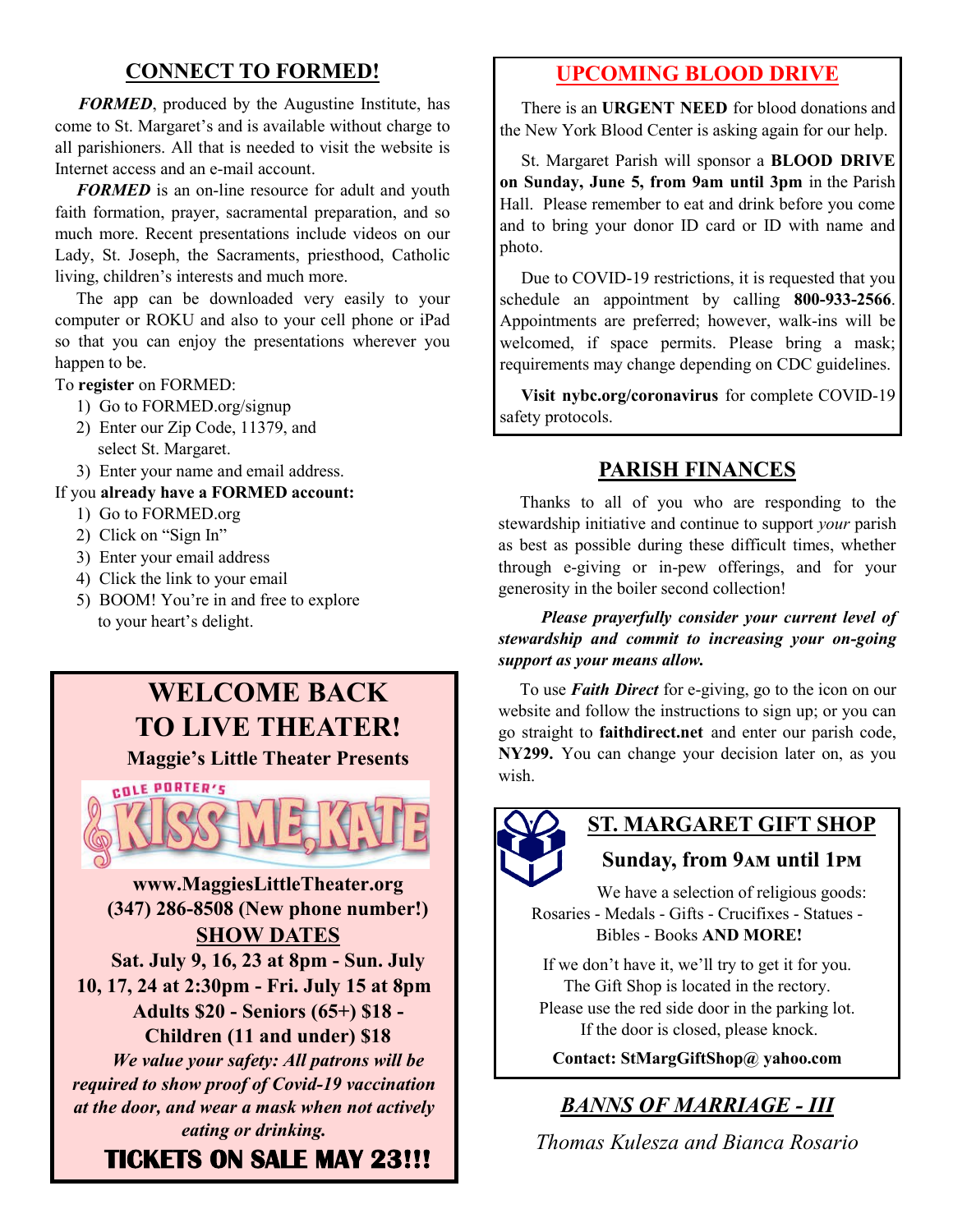## CONNECT TO FORMED!

***FORMED***, produced by the Augustine Institute, has come to St. Margaret's and is available without charge to all parishioners. All that is needed to visit the website is Internet access and an e-mail account.

***FORMED*** is an on-line resource for adult and youth faith formation, prayer, sacramental preparation, and so much more. Recent presentations include videos on our Lady, St. Joseph, the Sacraments, priesthood, Catholic living, children's interests and much more.

The app can be downloaded very easily to your computer or ROKU and also to your cell phone or iPad so that you can enjoy the presentations wherever you happen to be.

To **register** on FORMED:

1) Go to FORMED.org/signup
2) Enter our Zip Code, 11379, and select St. Margaret.
3) Enter your name and email address.

If you **already have a FORMED account:**

1) Go to FORMED.org
2) Click on "Sign In"
3) Enter your email address
4) Click the link to your email
5) BOOM! You're in and free to explore to your heart's delight.

## WELCOME BACK TO LIVE THEATER!

**Maggie's Little Theater Presents**

COLE PORTER'S KISS ME, KATE

**www.MaggiesLittleTheater.org**
**(347) 286-8508 (New phone number!)**

**SHOW DATES**

**Sat. July 9, 16, 23 at 8pm - Sun. July 10, 17, 24 at 2:30pm - Fri. July 15 at 8pm**
**Adults $20 - Seniors (65+) $18 - Children (11 and under) $18**

***We value your safety: All patrons will be required to show proof of Covid-19 vaccination at the door, and wear a mask when not actively eating or drinking.***

**TICKETS ON SALE MAY 23!!!**

## UPCOMING BLOOD DRIVE

There is an **URGENT NEED** for blood donations and the New York Blood Center is asking again for our help.

St. Margaret Parish will sponsor a **BLOOD DRIVE on Sunday, June 5, from 9am until 3pm** in the Parish Hall. Please remember to eat and drink before you come and to bring your donor ID card or ID with name and photo.

Due to COVID-19 restrictions, it is requested that you schedule an appointment by calling **800-933-2566**. Appointments are preferred; however, walk-ins will be welcomed, if space permits. Please bring a mask; requirements may change depending on CDC guidelines.

**Visit nybc.org/coronavirus** for complete COVID-19 safety protocols.

## PARISH FINANCES

Thanks to all of you who are responding to the stewardship initiative and continue to support *your* parish as best as possible during these difficult times, whether through e-giving or in-pew offerings, and for your generosity in the boiler second collection!

***Please prayerfully consider your current level of stewardship and commit to increasing your on-going support as your means allow.***

To use ***Faith Direct*** for e-giving, go to the icon on our website and follow the instructions to sign up; or you can go straight to **faithdirect.net** and enter our parish code, **NY299.** You can change your decision later on, as you wish.

## ST. MARGARET GIFT SHOP

**Sunday, from 9AM until 1PM**

We have a selection of religious goods:
Rosaries - Medals - Gifts - Crucifixes - Statues - Bibles - Books **AND MORE!**

If we don't have it, we'll try to get it for you.
The Gift Shop is located in the rectory.
Please use the red side door in the parking lot.
If the door is closed, please knock.

**Contact: StMargGiftShop@ yahoo.com**

## *BANNS OF MARRIAGE - III*

*Thomas Kulesza and Bianca Rosario*